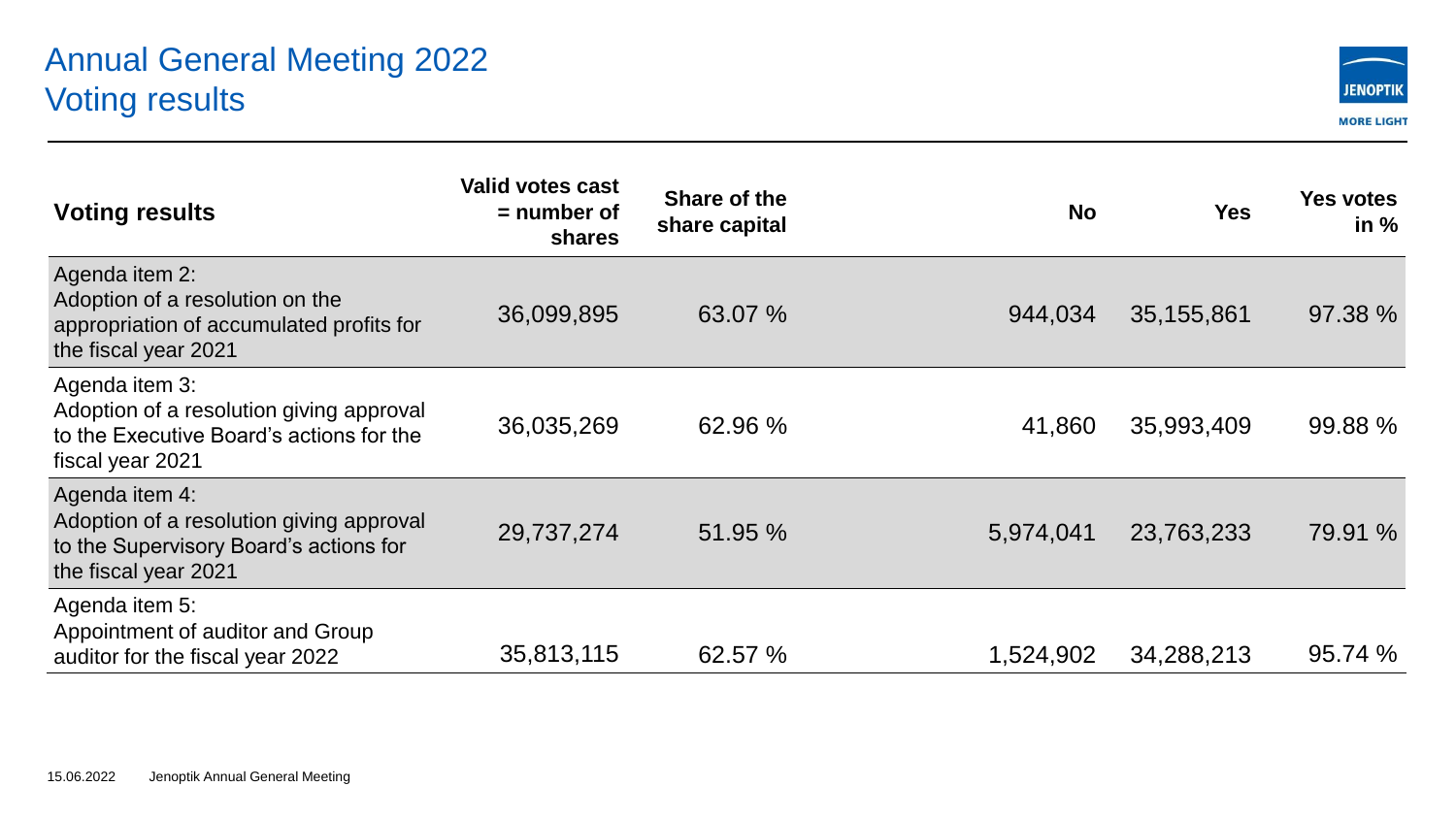# Annual General Meeting 2022
## Voting results

| Voting results | Valid votes cast = number of shares | Share of the share capital | No | Yes | Yes votes in % |
|---|---|---|---|---|---|
| Agenda item 2: Adoption of a resolution on the appropriation of accumulated profits for the fiscal year 2021 | 36,099,895 | 63.07 % | 944,034 | 35,155,861 | 97.38 % |
| Agenda item 3: Adoption of a resolution giving approval to the Executive Board's actions for the fiscal year 2021 | 36,035,269 | 62.96 % | 41,860 | 35,993,409 | 99.88 % |
| Agenda item 4: Adoption of a resolution giving approval to the Supervisory Board's actions for the fiscal year 2021 | 29,737,274 | 51.95 % | 5,974,041 | 23,763,233 | 79.91 % |
| Agenda item 5: Appointment of auditor and Group auditor for the fiscal year 2022 | 35,813,115 | 62.57 % | 1,524,902 | 34,288,213 | 95.74 % |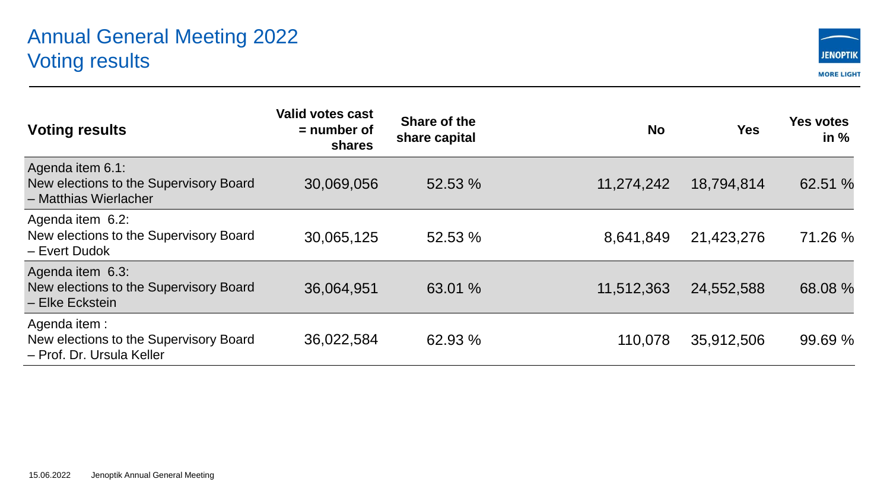# Annual General Meeting 2022
# Voting results

| Voting results | Valid votes cast = number of shares | Share of the share capital | No | Yes | Yes votes in % |
|---|---|---|---|---|---|
| Agenda item 6.1: New elections to the Supervisory Board – Matthias Wierlacher | 30,069,056 | 52.53 % | 11,274,242 | 18,794,814 | 62.51 % |
| Agenda item 6.2: New elections to the Supervisory Board – Evert Dudok | 30,065,125 | 52.53 % | 8,641,849 | 21,423,276 | 71.26 % |
| Agenda item 6.3: New elections to the Supervisory Board – Elke Eckstein | 36,064,951 | 63.01 % | 11,512,363 | 24,552,588 | 68.08 % |
| Agenda item : New elections to the Supervisory Board – Prof. Dr. Ursula Keller | 36,022,584 | 62.93 % | 110,078 | 35,912,506 | 99.69 % |

15.06.2022 Jenoptik Annual General Meeting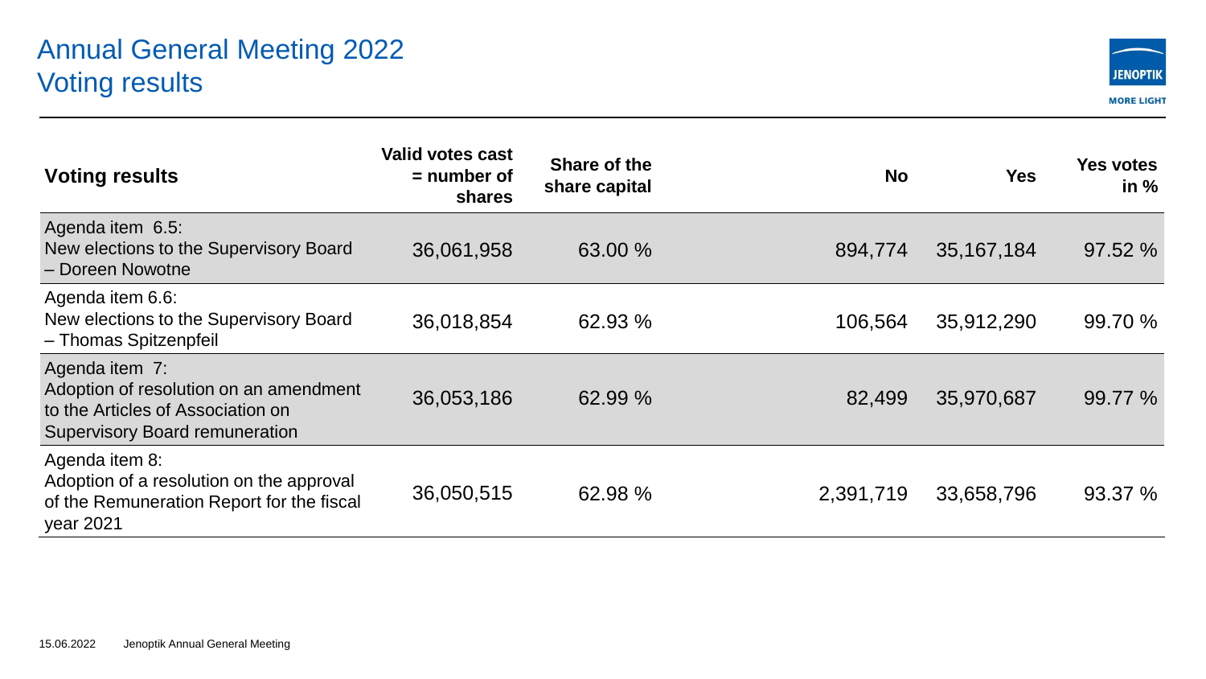# Annual General Meeting 2022
## Voting results

| Voting results | Valid votes cast = number of shares | Share of the share capital | No | Yes | Yes votes in % |
|---|---|---|---|---|---|
| Agenda item 6.5: New elections to the Supervisory Board – Doreen Nowotne | 36,061,958 | 63.00 % | 894,774 | 35,167,184 | 97.52 % |
| Agenda item 6.6: New elections to the Supervisory Board – Thomas Spitzenpfeil | 36,018,854 | 62.93 % | 106,564 | 35,912,290 | 99.70 % |
| Agenda item 7: Adoption of resolution on an amendment to the Articles of Association on Supervisory Board remuneration | 36,053,186 | 62.99 % | 82,499 | 35,970,687 | 99.77 % |
| Agenda item 8: Adoption of a resolution on the approval of the Remuneration Report for the fiscal year 2021 | 36,050,515 | 62.98 % | 2,391,719 | 33,658,796 | 93.37 % |